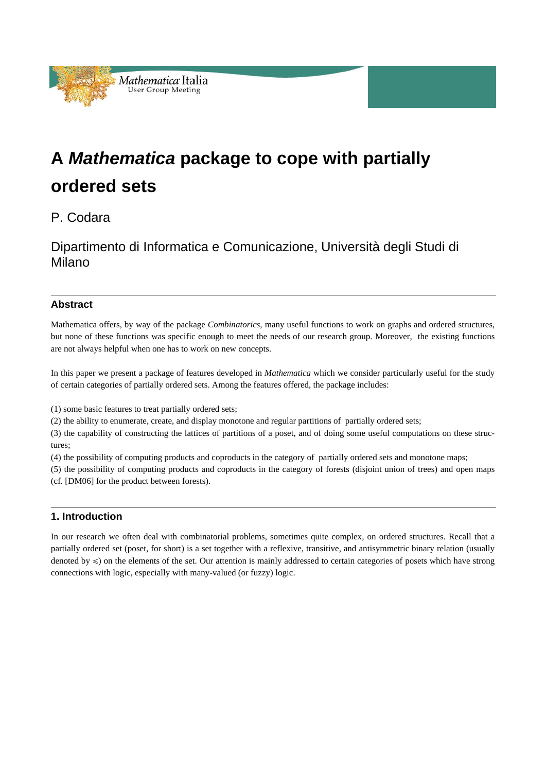# A *Mathematica* package to cope with partially ordered sets

P. Codara

Dipartimento di Informatica e Comunicazione, Università degli Studi di Milano

## Abstract

Mathematica offers, by way of the package *Combinatorics*, many useful functions to work on graphs and ordered structures, but none of these functions was specific enough to meet the needs of our research group. Moreover, the existing functions are not always helpful when one has to work on new concepts.

In this paper we present a package of features developed in *Mathematica* which we consider particularly useful for the study of certain categories of partially ordered sets. Among the features offered, the package includes:

(1) some basic features to treat partially ordered sets;
(2) the ability to enumerate, create, and display monotone and regular partitions of partially ordered sets;
(3) the capability of constructing the lattices of partitions of a poset, and of doing some useful computations on these structures;
(4) the possibility of computing products and coproducts in the category of partially ordered sets and monotone maps;
(5) the possibility of computing products and coproducts in the category of forests (disjoint union of trees) and open maps (cf. [DM06] for the product between forests).

## 1. Introduction

In our research we often deal with combinatorial problems, sometimes quite complex, on ordered structures. Recall that a partially ordered set (poset, for short) is a set together with a reflexive, transitive, and antisymmetric binary relation (usually denoted by $\leqslant$) on the elements of the set. Our attention is mainly addressed to certain categories of posets which have strong connections with logic, especially with many-valued (or fuzzy) logic.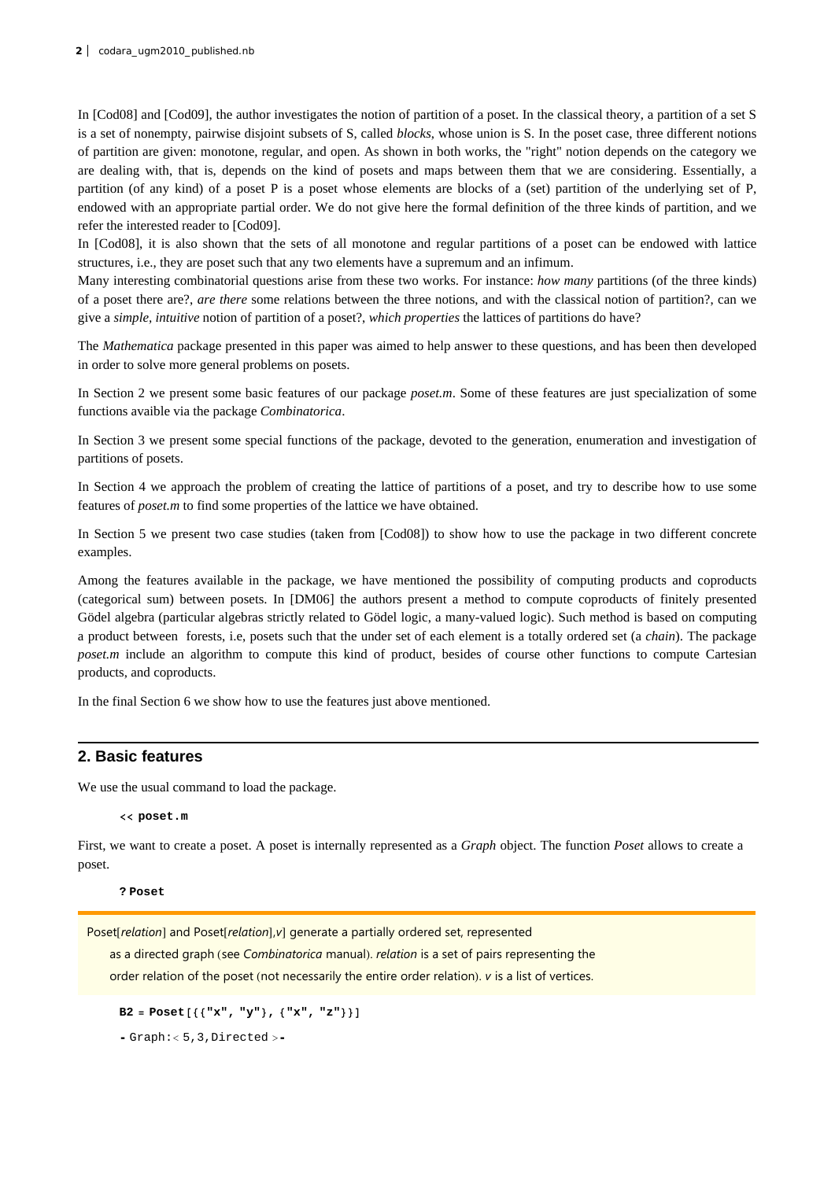In [Cod08] and [Cod09], the author investigates the notion of partition of a poset. In the classical theory, a partition of a set S is a set of nonempty, pairwise disjoint subsets of S, called *blocks*, whose union is S. In the poset case, three different notions of partition are given: monotone, regular, and open. As shown in both works, the "right" notion depends on the category we are dealing with, that is, depends on the kind of posets and maps between them that we are considering. Essentially, a partition (of any kind) of a poset P is a poset whose elements are blocks of a (set) partition of the underlying set of P, endowed with an appropriate partial order. We do not give here the formal definition of the three kinds of partition, and we refer the interested reader to [Cod09].

In [Cod08], it is also shown that the sets of all monotone and regular partitions of a poset can be endowed with lattice structures, i.e., they are poset such that any two elements have a supremum and an infimum.

Many interesting combinatorial questions arise from these two works. For instance: *how many* partitions (of the three kinds) of a poset there are?, *are there* some relations between the three notions, and with the classical notion of partition?, can we give a *simple*, *intuitive* notion of partition of a poset?, *which properties* the lattices of partitions do have?

The *Mathematica* package presented in this paper was aimed to help answer to these questions, and has been then developed in order to solve more general problems on posets.

In Section 2 we present some basic features of our package *poset.m*. Some of these features are just specialization of some functions avaible via the package *Combinatorica*.

In Section 3 we present some special functions of the package, devoted to the generation, enumeration and investigation of partitions of posets.

In Section 4 we approach the problem of creating the lattice of partitions of a poset, and try to describe how to use some features of *poset.m* to find some properties of the lattice we have obtained.

In Section 5 we present two case studies (taken from [Cod08]) to show how to use the package in two different concrete examples.

Among the features available in the package, we have mentioned the possibility of computing products and coproducts (categorical sum) between posets. In [DM06] the authors present a method to compute coproducts of finitely presented Gödel algebra (particular algebras strictly related to Gödel logic, a many-valued logic). Such method is based on computing a product between forests, i.e, posets such that the under set of each element is a totally ordered set (a *chain*). The package *poset.m* include an algorithm to compute this kind of product, besides of course other functions to compute Cartesian products, and coproducts.

In the final Section 6 we show how to use the features just above mentioned.

## 2. Basic features

We use the usual command to load the package.

```
<< poset.m
```

First, we want to create a poset. A poset is internally represented as a *Graph* object. The function *Poset* allows to create a poset.

```
? Poset
```

Poset[*relation*] and Poset[*relation*],*v*] generate a partially ordered set, represented as a directed graph (see *Combinatorica* manual). *relation* is a set of pairs representing the order relation of the poset (not necessarily the entire order relation). *v* is a list of vertices.

```
B2 = Poset[{{"x", "y"}, {"x", "z"}}]
```

```
- Graph:< 5,3,Directed >-
```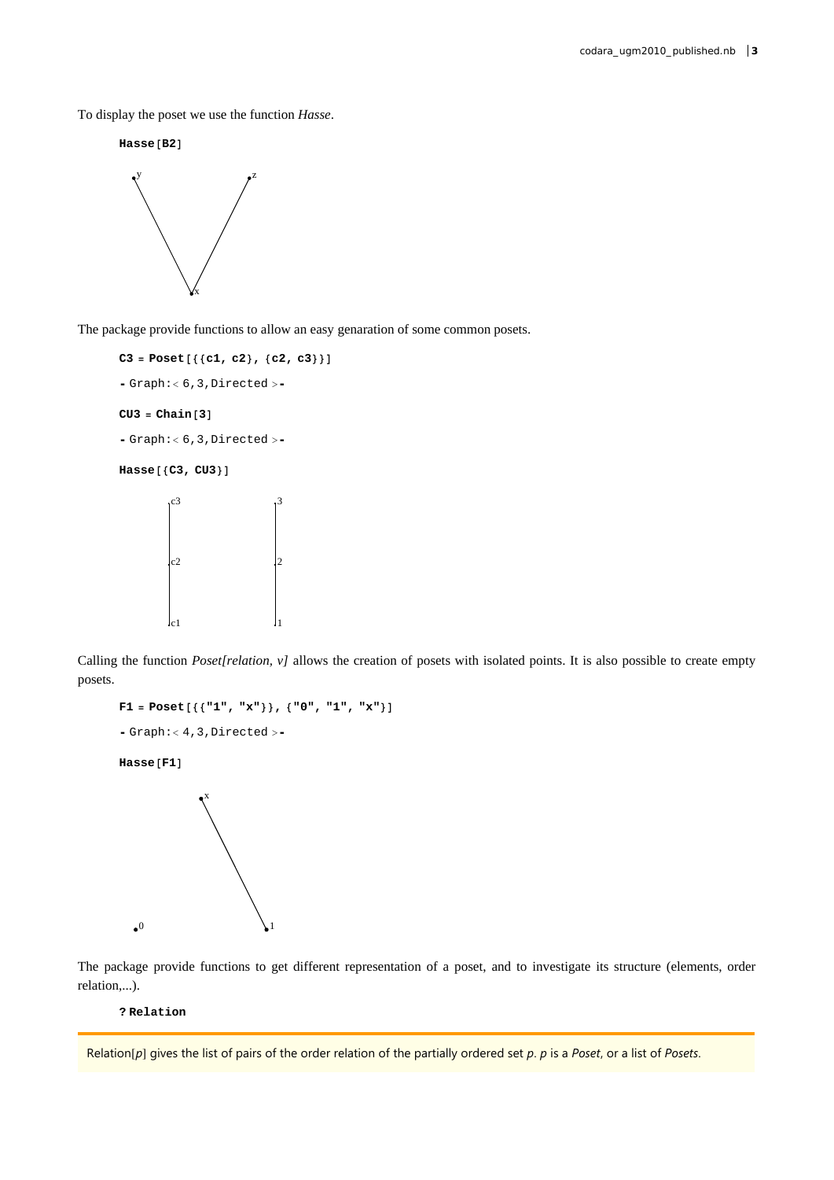To display the poset we use the function *Hasse*.

```
Hasse[B2]
```

The package provide functions to allow an easy genaration of some common posets.

```
C3 = Poset[{{c1, c2}, {c2, c3}}]
```

```
- Graph:< 6,3,Directed >-
```

```
CU3 = Chain[3]
```

```
- Graph:< 6,3,Directed >-
```

```
Hasse[{C3, CU3}]
```

Calling the function *Poset[relation, v]* allows the creation of posets with isolated points. It is also possible to create empty posets.

```
F1 = Poset[{{"1", "x"}}, {"0", "1", "x"}]
```

```
- Graph:< 4,3,Directed >-
```

```
Hasse[F1]
```

The package provide functions to get different representation of a poset, and to investigate its structure (elements, order relation,...).

```
? Relation
```

Relation[*p*] gives the list of pairs of the order relation of the partially ordered set *p*. *p* is a *Poset*, or a list of *Posets*.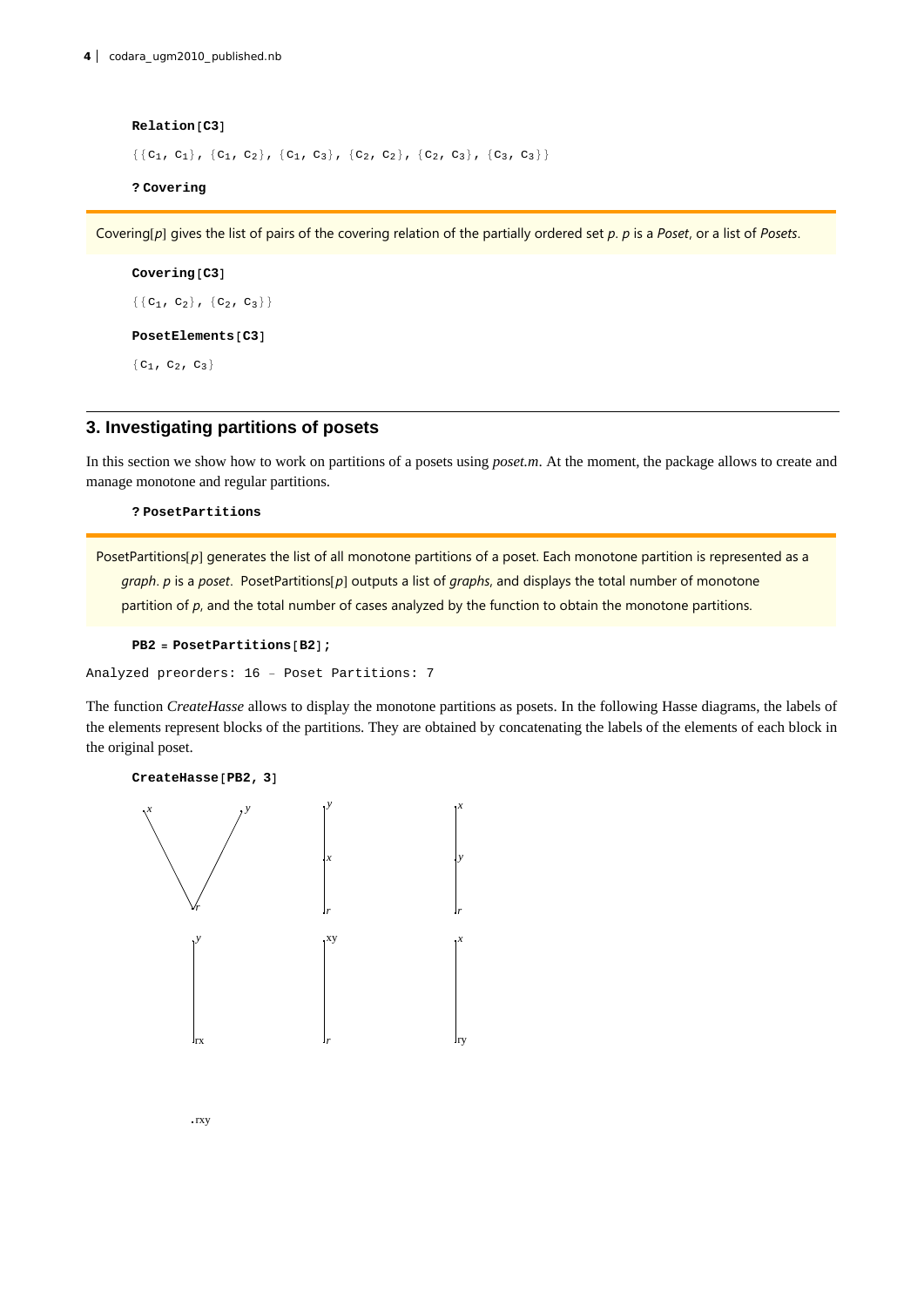```
Relation[C3]
```

{{$c_1$, $c_1$}, {$c_1$, $c_2$}, {$c_1$, $c_3$}, {$c_2$, $c_2$}, {$c_2$, $c_3$}, {$c_3$, $c_3$}}

```
? Covering
```

Covering[*p*] gives the list of pairs of the covering relation of the partially ordered set *p*. *p* is a *Poset*, or a list of *Posets*.

```
Covering[C3]
```

{{$c_1$, $c_2$}, {$c_2$, $c_3$}}

```
PosetElements[C3]
```

{$c_1$, $c_2$, $c_3$}

## 3. Investigating partitions of posets

In this section we show how to work on partitions of a posets using *poset.m*. At the moment, the package allows to create and manage monotone and regular partitions.

```
? PosetPartitions
```

PosetPartitions[*p*] generates the list of all monotone partitions of a poset. Each monotone partition is represented as a *graph*. *p* is a *poset*. PosetPartitions[*p*] outputs a list of *graphs*, and displays the total number of monotone partition of *p*, and the total number of cases analyzed by the function to obtain the monotone partitions.

```
PB2 = PosetPartitions[B2];
```

```
Analyzed preorders: 16 - Poset Partitions: 7
```

The function *CreateHasse* allows to display the monotone partitions as posets. In the following Hasse diagrams, the labels of the elements represent blocks of the partitions. They are obtained by concatenating the labels of the elements of each block in the original poset.

```
CreateHasse[PB2, 3]
```

x y r &nbsp;&nbsp; y x r &nbsp;&nbsp; x y r

y rx &nbsp;&nbsp; xy r &nbsp;&nbsp; x ry

rxy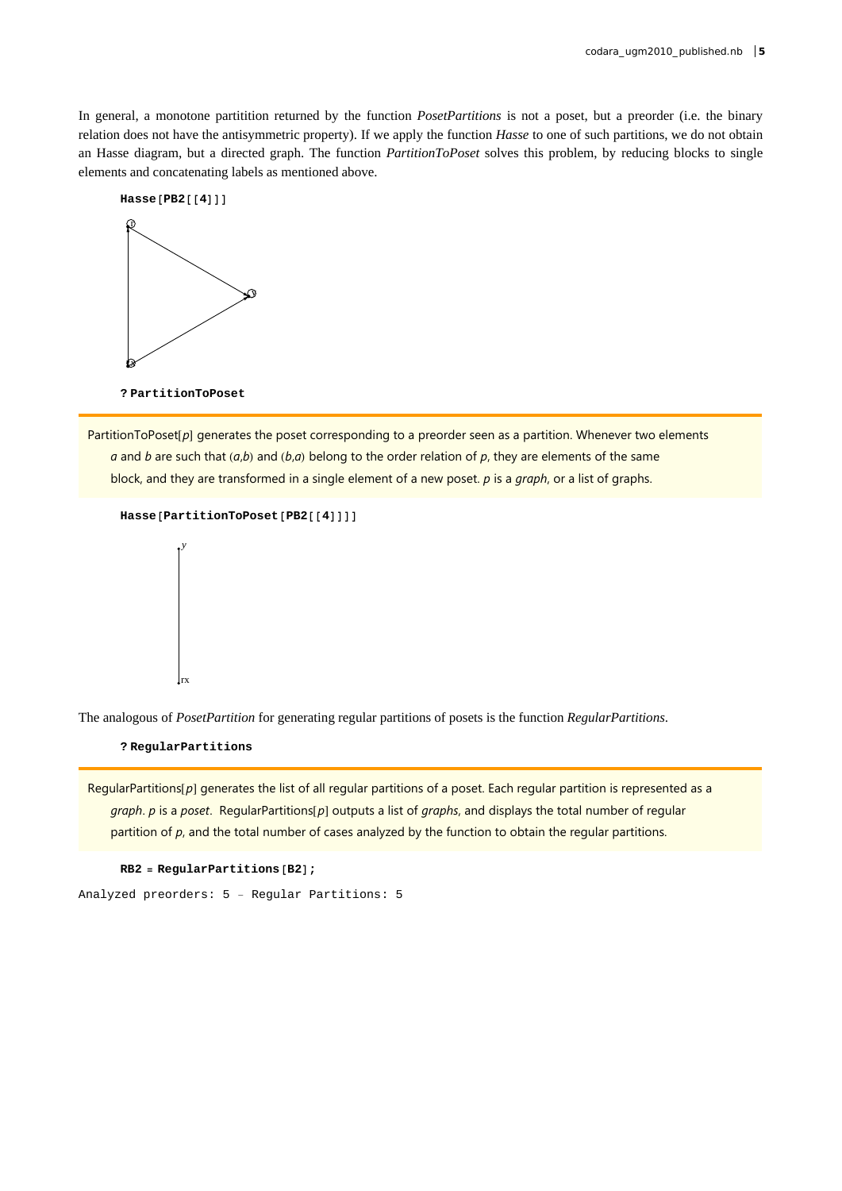In general, a monotone partitition returned by the function *PosetPartitions* is not a poset, but a preorder (i.e. the binary relation does not have the antisymmetric property). If we apply the function *Hasse* to one of such partitions, we do not obtain an Hasse diagram, but a directed graph. The function *PartitionToPoset* solves this problem, by reducing blocks to single elements and concatenating labels as mentioned above.

```
Hasse[PB2[[4]]]
```

```
? PartitionToPoset
```

PartitionToPoset[*p*] generates the poset corresponding to a preorder seen as a partition. Whenever two elements *a* and *b* are such that (*a*,*b*) and (*b*,*a*) belong to the order relation of *p*, they are elements of the same block, and they are transformed in a single element of a new poset. *p* is a *graph*, or a list of graphs.

```
Hasse[PartitionToPoset[PB2[[4]]]]
```

The analogous of *PosetPartition* for generating regular partitions of posets is the function *RegularPartitions*.

```
? RegularPartitions
```

RegularPartitions[*p*] generates the list of all regular partitions of a poset. Each regular partition is represented as a *graph*. *p* is a *poset*. RegularPartitions[*p*] outputs a list of *graphs*, and displays the total number of regular partition of *p*, and the total number of cases analyzed by the function to obtain the regular partitions.

```
RB2 = RegularPartitions[B2];
```

```
Analyzed preorders: 5 - Regular Partitions: 5
```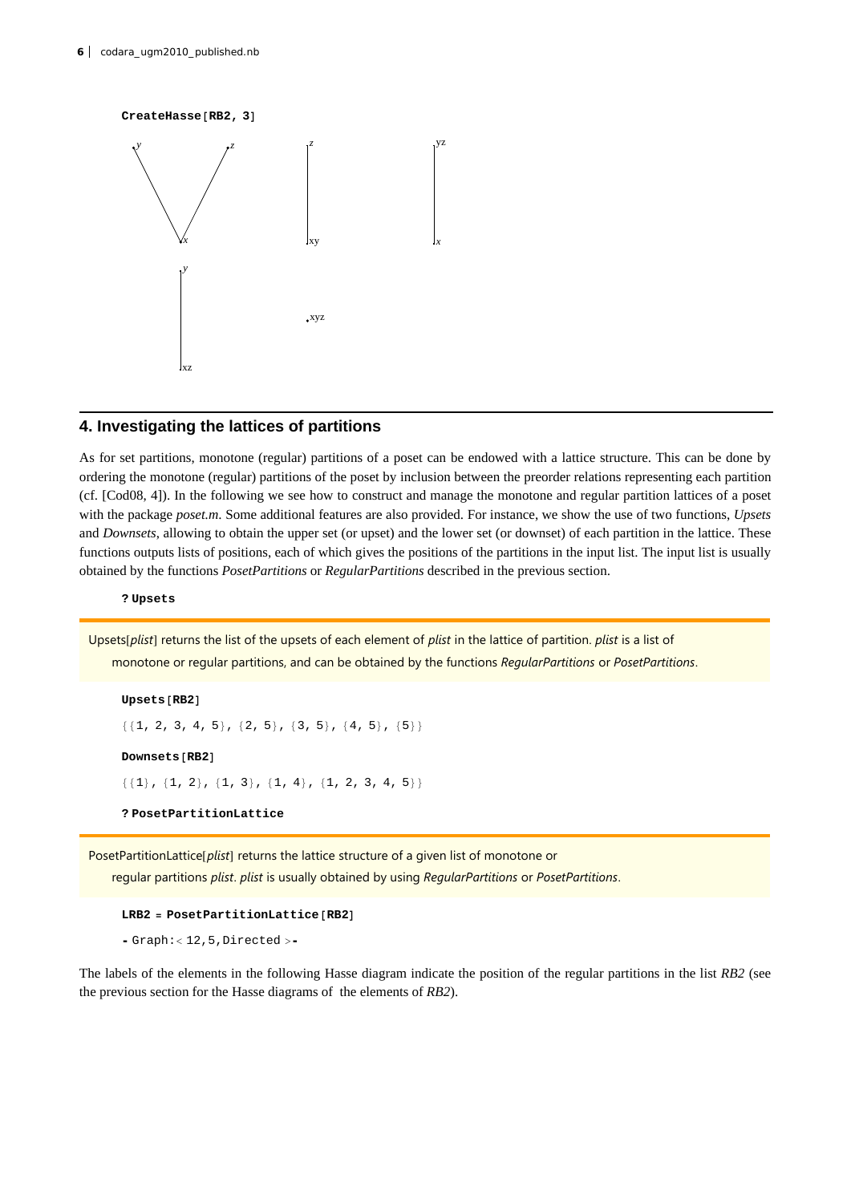```
CreateHasse[RB2, 3]
```

## 4. Investigating the lattices of partitions

As for set partitions, monotone (regular) partitions of a poset can be endowed with a lattice structure. This can be done by ordering the monotone (regular) partitions of the poset by inclusion between the preorder relations representing each partition (cf. [Cod08, 4]). In the following we see how to construct and manage the monotone and regular partition lattices of a poset with the package *poset.m*. Some additional features are also provided. For instance, we show the use of two functions, *Upsets* and *Downsets*, allowing to obtain the upper set (or upset) and the lower set (or downset) of each partition in the lattice. These functions outputs lists of positions, each of which gives the positions of the partitions in the input list. The input list is usually obtained by the functions *PosetPartitions* or *RegularPartitions* described in the previous section.

```
? Upsets
```

Upsets[*plist*] returns the list of the upsets of each element of *plist* in the lattice of partition. *plist* is a list of monotone or regular partitions, and can be obtained by the functions *RegularPartitions* or *PosetPartitions*.

```
Upsets[RB2]
```

```
{{1, 2, 3, 4, 5}, {2, 5}, {3, 5}, {4, 5}, {5}}
```

```
Downsets[RB2]
```

```
{{1}, {1, 2}, {1, 3}, {1, 4}, {1, 2, 3, 4, 5}}
```

```
? PosetPartitionLattice
```

PosetPartitionLattice[*plist*] returns the lattice structure of a given list of monotone or regular partitions *plist*. *plist* is usually obtained by using *RegularPartitions* or *PosetPartitions*.

```
LRB2 = PosetPartitionLattice[RB2]
```

```
- Graph:< 12,5,Directed >-
```

The labels of the elements in the following Hasse diagram indicate the position of the regular partitions in the list *RB2* (see the previous section for the Hasse diagrams of the elements of *RB2*).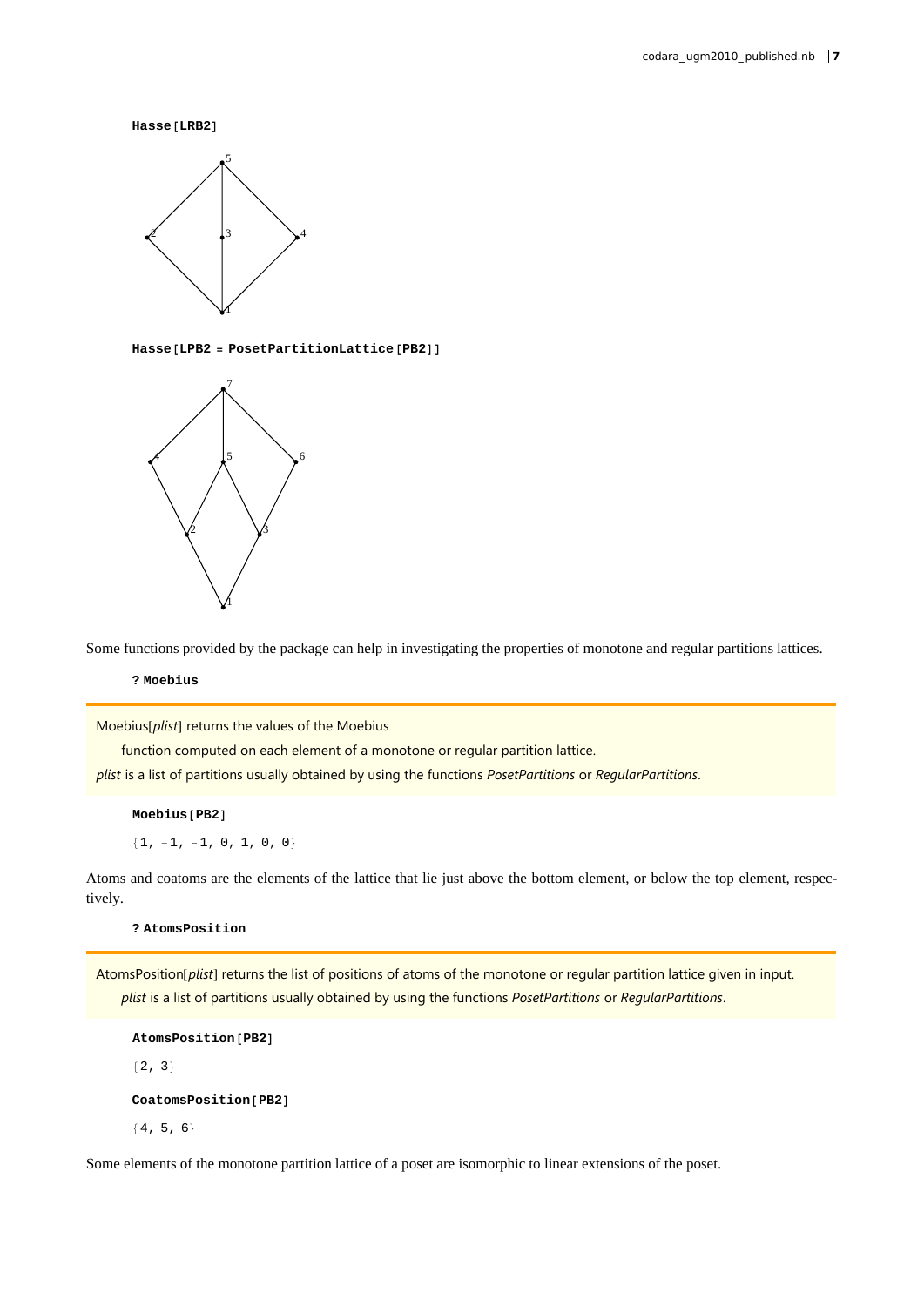```
Hasse[LRB2]
```

```
Hasse[LPB2 = PosetPartitionLattice[PB2]]
```

Some functions provided by the package can help in investigating the properties of monotone and regular partitions lattices.

```
? Moebius
```

Moebius[*plist*] returns the values of the Moebius

function computed on each element of a monotone or regular partition lattice.

*plist* is a list of partitions usually obtained by using the functions *PosetPartitions* or *RegularPartitions*.

```
Moebius[PB2]
```

```
{1, -1, -1, 0, 1, 0, 0}
```

Atoms and coatoms are the elements of the lattice that lie just above the bottom element, or below the top element, respectively.

```
? AtomsPosition
```

AtomsPosition[*plist*] returns the list of positions of atoms of the monotone or regular partition lattice given in input.

*plist* is a list of partitions usually obtained by using the functions *PosetPartitions* or *RegularPartitions*.

```
AtomsPosition[PB2]
```

```
{2, 3}
```

```
CoatomsPosition[PB2]
```

```
{4, 5, 6}
```

Some elements of the monotone partition lattice of a poset are isomorphic to linear extensions of the poset.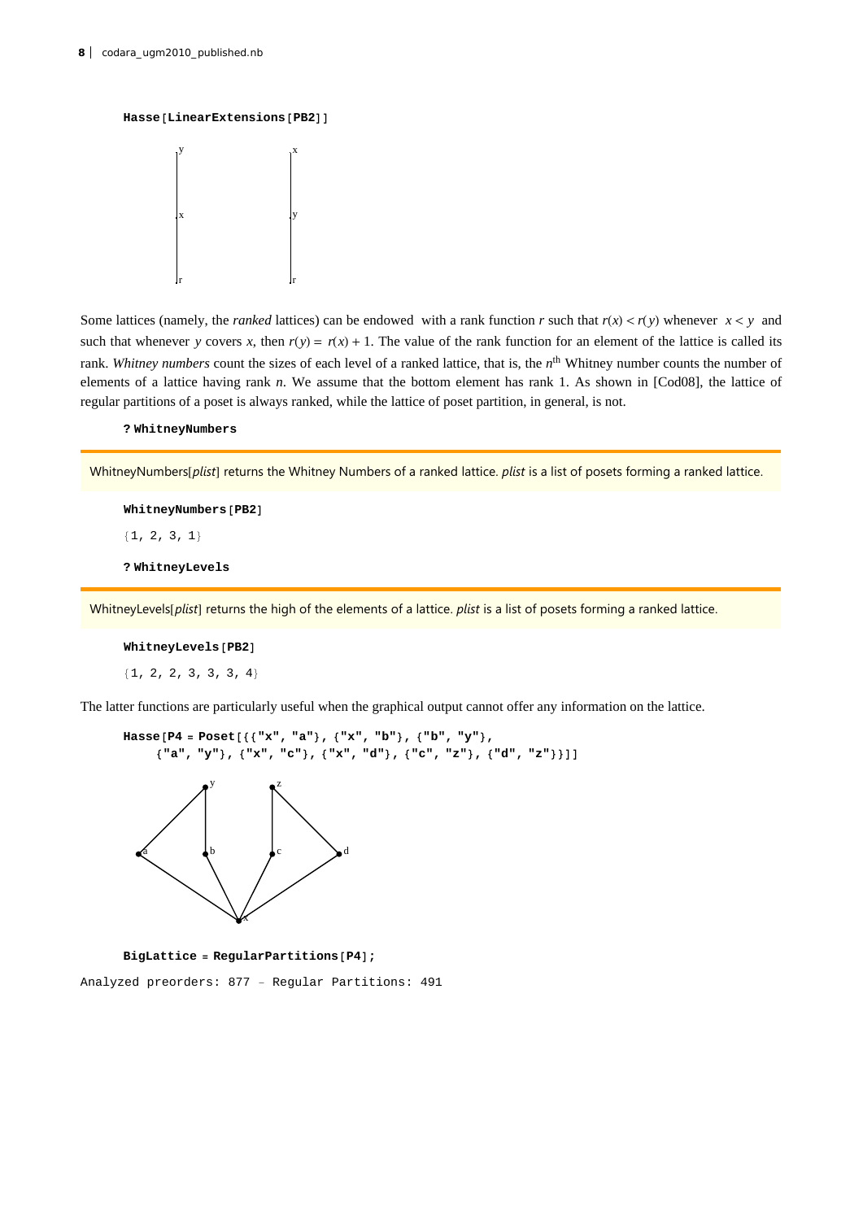```
Hasse[LinearExtensions[PB2]]
```

Some lattices (namely, the *ranked* lattices) can be endowed with a rank function $r$ such that $r(x) < r(y)$ whenever $x < y$ and such that whenever $y$ covers $x$, then $r(y) = r(x) + 1$. The value of the rank function for an element of the lattice is called its rank. *Whitney numbers* count the sizes of each level of a ranked lattice, that is, the $n^{\text{th}}$ Whitney number counts the number of elements of a lattice having rank $n$. We assume that the bottom element has rank 1. As shown in [Cod08], the lattice of regular partitions of a poset is always ranked, while the lattice of poset partition, in general, is not.

```
? WhitneyNumbers
```

WhitneyNumbers[*plist*] returns the Whitney Numbers of a ranked lattice. *plist* is a list of posets forming a ranked lattice.

```
WhitneyNumbers[PB2]
```

```
{1, 2, 3, 1}
```

```
? WhitneyLevels
```

WhitneyLevels[*plist*] returns the high of the elements of a lattice. *plist* is a list of posets forming a ranked lattice.

```
WhitneyLevels[PB2]
```

```
{1, 2, 2, 3, 3, 3, 4}
```

The latter functions are particularly useful when the graphical output cannot offer any information on the lattice.

```
Hasse[P4 = Poset[{{"x", "a"}, {"x", "b"}, {"b", "y"},
    {"a", "y"}, {"x", "c"}, {"x", "d"}, {"c", "z"}, {"d", "z"}}]]
```

```
BigLattice = RegularPartitions[P4];
```

```
Analyzed preorders: 877 - Regular Partitions: 491
```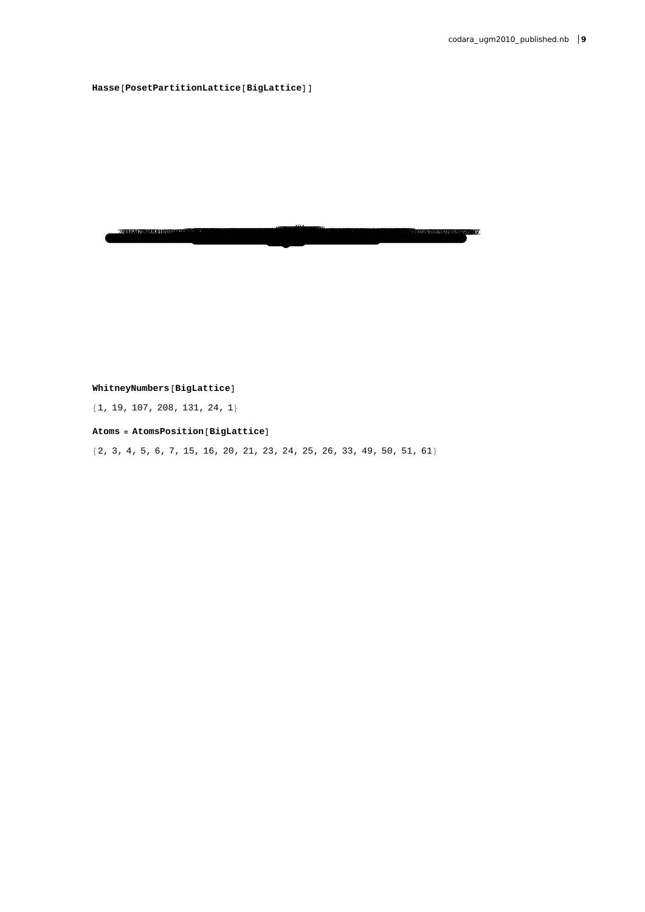**Hasse[PosetPartitionLattice[BigLattice]]**

**WhitneyNumbers[BigLattice]**

{1, 19, 107, 208, 131, 24, 1}

**Atoms = AtomsPosition[BigLattice]**

{2, 3, 4, 5, 6, 7, 15, 16, 20, 21, 23, 24, 25, 26, 33, 49, 50, 51, 61}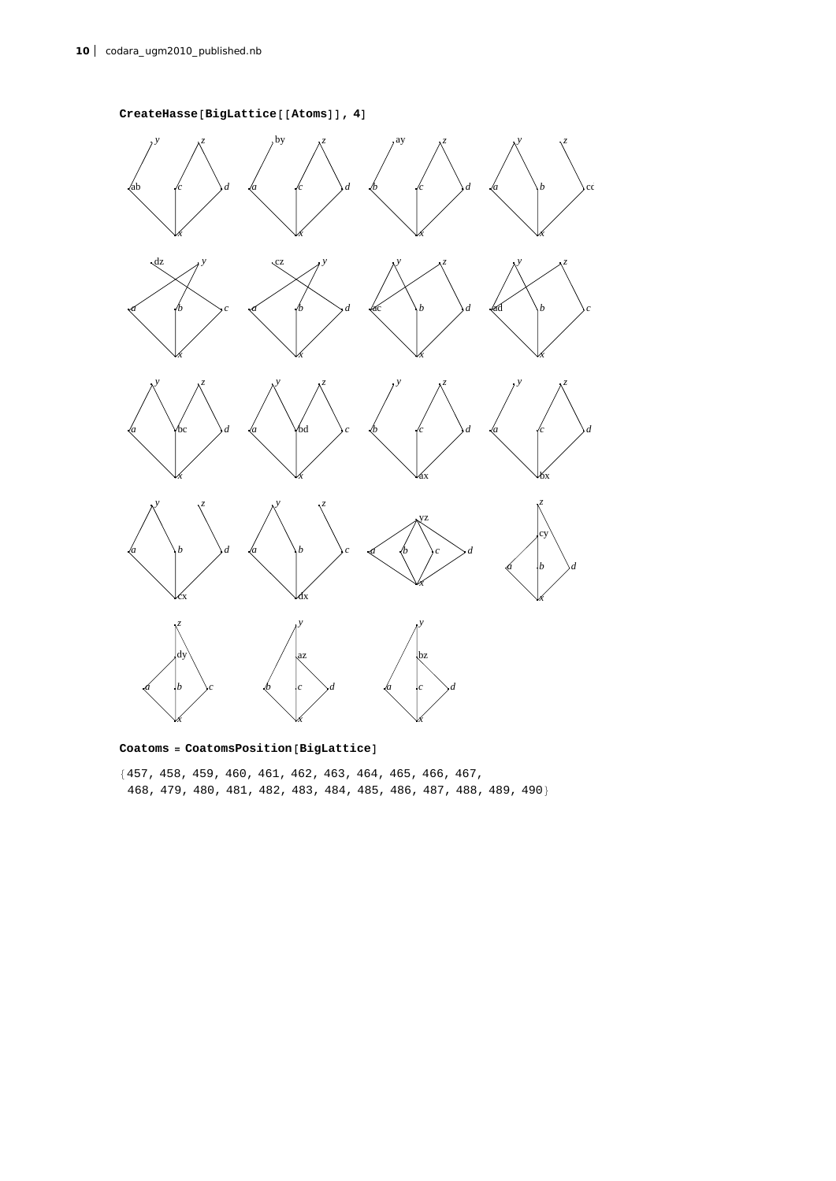```
CreateHasse[BigLattice[[Atoms]], 4]
```

```
Coatoms = CoatomsPosition[BigLattice]
```

```
{457, 458, 459, 460, 461, 462, 463, 464, 465, 466, 467,
 468, 479, 480, 481, 482, 483, 484, 485, 486, 487, 488, 489, 490}
```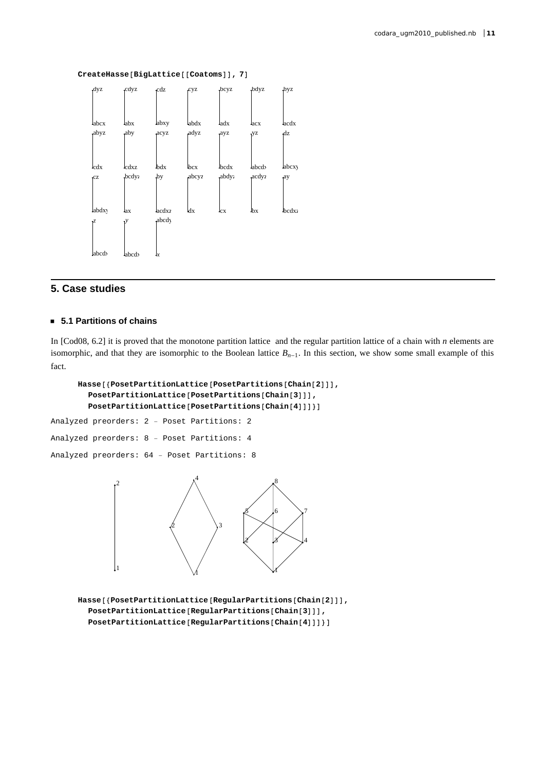```
CreateHasse[BigLattice[[Coatoms]], 7]
```

```
Hasse[{PosetPartitionLattice[PosetPartitions[Chain[2]]],
  PosetPartitionLattice[PosetPartitions[Chain[3]]],
  PosetPartitionLattice[PosetPartitions[Chain[4]]]}]
```

## 5. Case studies

### 5.1 Partitions of chains

In [Cod08, 6.2] it is proved that the monotone partition lattice and the regular partition lattice of a chain with *n* elements are isomorphic, and that they are isomorphic to the Boolean lattice $B_{n-1}$. In this section, we show some small example of this fact.

```
Hasse[{PosetPartitionLattice[PosetPartitions[Chain[2]]],
  PosetPartitionLattice[PosetPartitions[Chain[3]]],
  PosetPartitionLattice[PosetPartitions[Chain[4]]]}]
```

```
Analyzed preorders: 2 – Poset Partitions: 2

Analyzed preorders: 8 – Poset Partitions: 4

Analyzed preorders: 64 – Poset Partitions: 8
```

```
Hasse[{PosetPartitionLattice[RegularPartitions[Chain[2]]],
  PosetPartitionLattice[RegularPartitions[Chain[3]]],
  PosetPartitionLattice[RegularPartitions[Chain[4]]]}]
```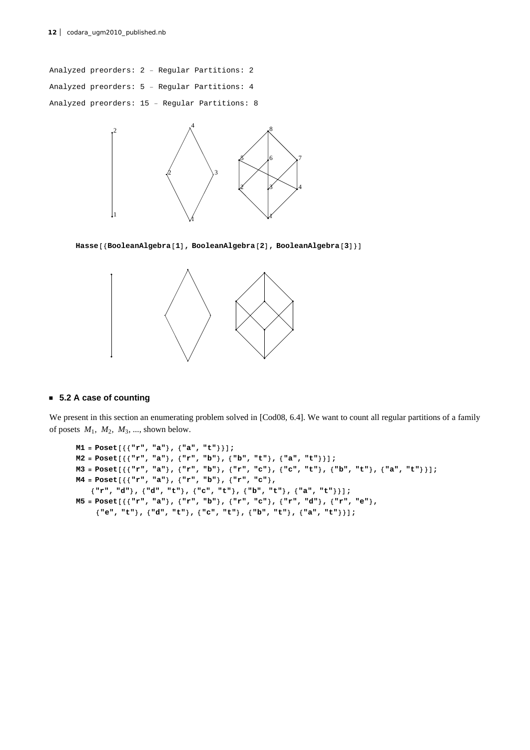```
Analyzed preorders: 2 – Regular Partitions: 2
Analyzed preorders: 5 – Regular Partitions: 4
Analyzed preorders: 15 – Regular Partitions: 8
```

```
Hasse[{BooleanAlgebra[1], BooleanAlgebra[2], BooleanAlgebra[3]}]
```

### 5.2 A case of counting

We present in this section an enumerating problem solved in [Cod08, 6.4]. We want to count all regular partitions of a family of posets $M_1$, $M_2$, $M_3$, ..., shown below.

```
M1 = Poset[{{"r", "a"}, {"a", "t"}}];
M2 = Poset[{{"r", "a"}, {"r", "b"}, {"b", "t"}, {"a", "t"}}];
M3 = Poset[{{"r", "a"}, {"r", "b"}, {"r", "c"}, {"c", "t"}, {"b", "t"}, {"a", "t"}}];
M4 = Poset[{{"r", "a"}, {"r", "b"}, {"r", "c"},
    {"r", "d"}, {"d", "t"}, {"c", "t"}, {"b", "t"}, {"a", "t"}}];
M5 = Poset[{{"r", "a"}, {"r", "b"}, {"r", "c"}, {"r", "d"}, {"r", "e"},
     {"e", "t"}, {"d", "t"}, {"c", "t"}, {"b", "t"}, {"a", "t"}}];
```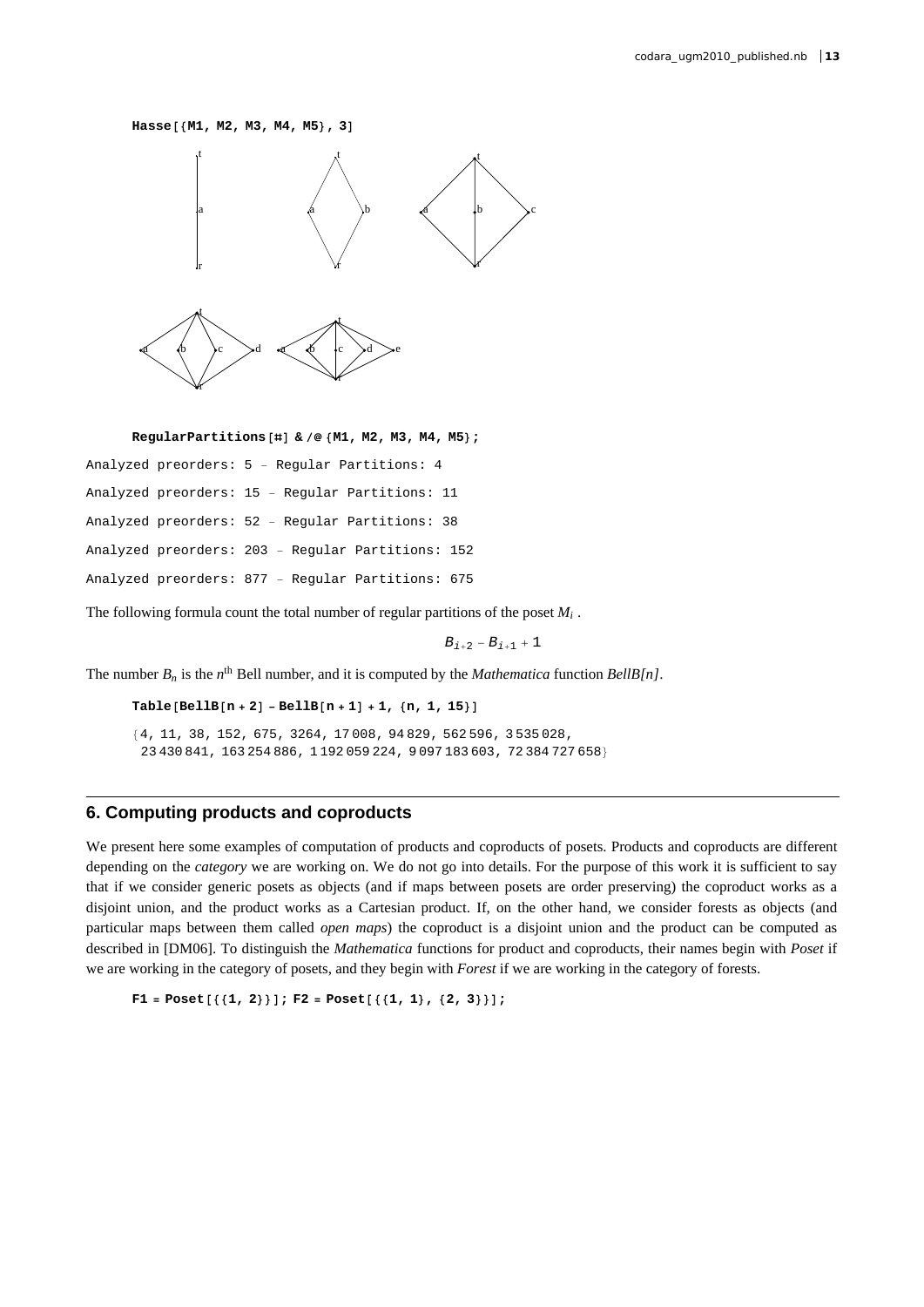```
Hasse[{M1, M2, M3, M4, M5}, 3]
```

```
RegularPartitions[#] & /@ {M1, M2, M3, M4, M5};
```

```
Analyzed preorders: 5 – Regular Partitions: 4

Analyzed preorders: 15 – Regular Partitions: 11

Analyzed preorders: 52 – Regular Partitions: 38

Analyzed preorders: 203 – Regular Partitions: 152

Analyzed preorders: 877 – Regular Partitions: 675
```

The following formula count the total number of regular partitions of the poset $M_i$ .

$$B_{i+2} - B_{i+1} + 1$$

The number $B_n$ is the $n^{\text{th}}$ Bell number, and it is computed by the *Mathematica* function *BellB[n]*.

```
Table[BellB[n + 2] - BellB[n + 1] + 1, {n, 1, 15}]

{4, 11, 38, 152, 675, 3264, 17 008, 94 829, 562 596, 3 535 028,
 23 430 841, 163 254 886, 1 192 059 224, 9 097 183 603, 72 384 727 658}
```

## 6. Computing products and coproducts

We present here some examples of computation of products and coproducts of posets. Products and coproducts are different depending on the *category* we are working on. We do not go into details. For the purpose of this work it is sufficient to say that if we consider generic posets as objects (and if maps between posets are order preserving) the coproduct works as a disjoint union, and the product works as a Cartesian product. If, on the other hand, we consider forests as objects (and particular maps between them called *open maps*) the coproduct is a disjoint union and the product can be computed as described in [DM06]. To distinguish the *Mathematica* functions for product and coproducts, their names begin with *Poset* if we are working in the category of posets, and they begin with *Forest* if we are working in the category of forests.

```
F1 = Poset[{{1, 2}}]; F2 = Poset[{{1, 1}, {2, 3}}];
```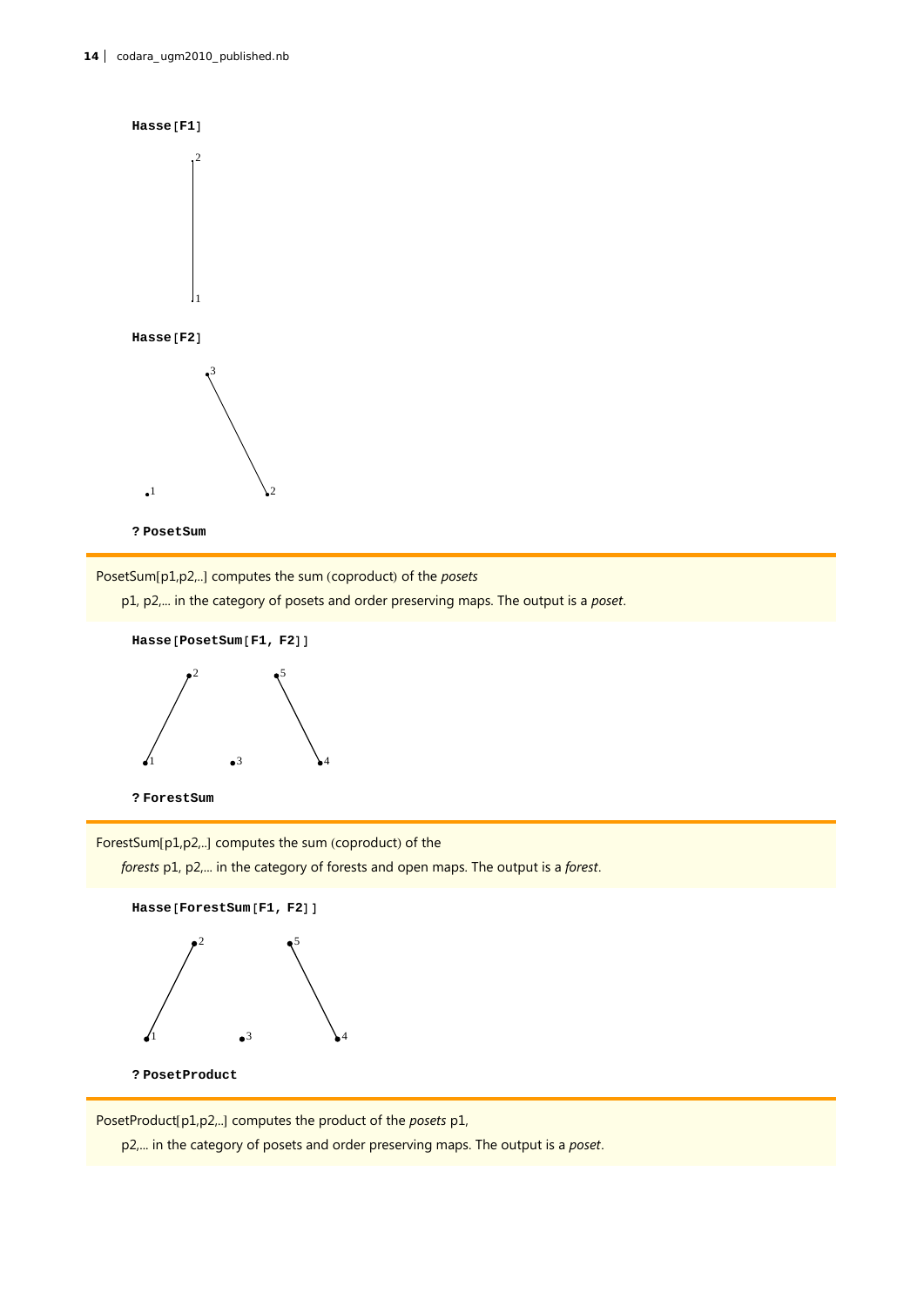```
Hasse[F1]
```

```
Hasse[F2]
```

```
? PosetSum
```

PosetSum[p1,p2,..] computes the sum (coproduct) of the *posets* p1, p2,... in the category of posets and order preserving maps. The output is a *poset*.

```
Hasse[PosetSum[F1, F2]]
```

```
? ForestSum
```

ForestSum[p1,p2,..] computes the sum (coproduct) of the *forests* p1, p2,... in the category of forests and open maps. The output is a *forest*.

```
Hasse[ForestSum[F1, F2]]
```

```
? PosetProduct
```

PosetProduct[p1,p2,..] computes the product of the *posets* p1, p2,... in the category of posets and order preserving maps. The output is a *poset*.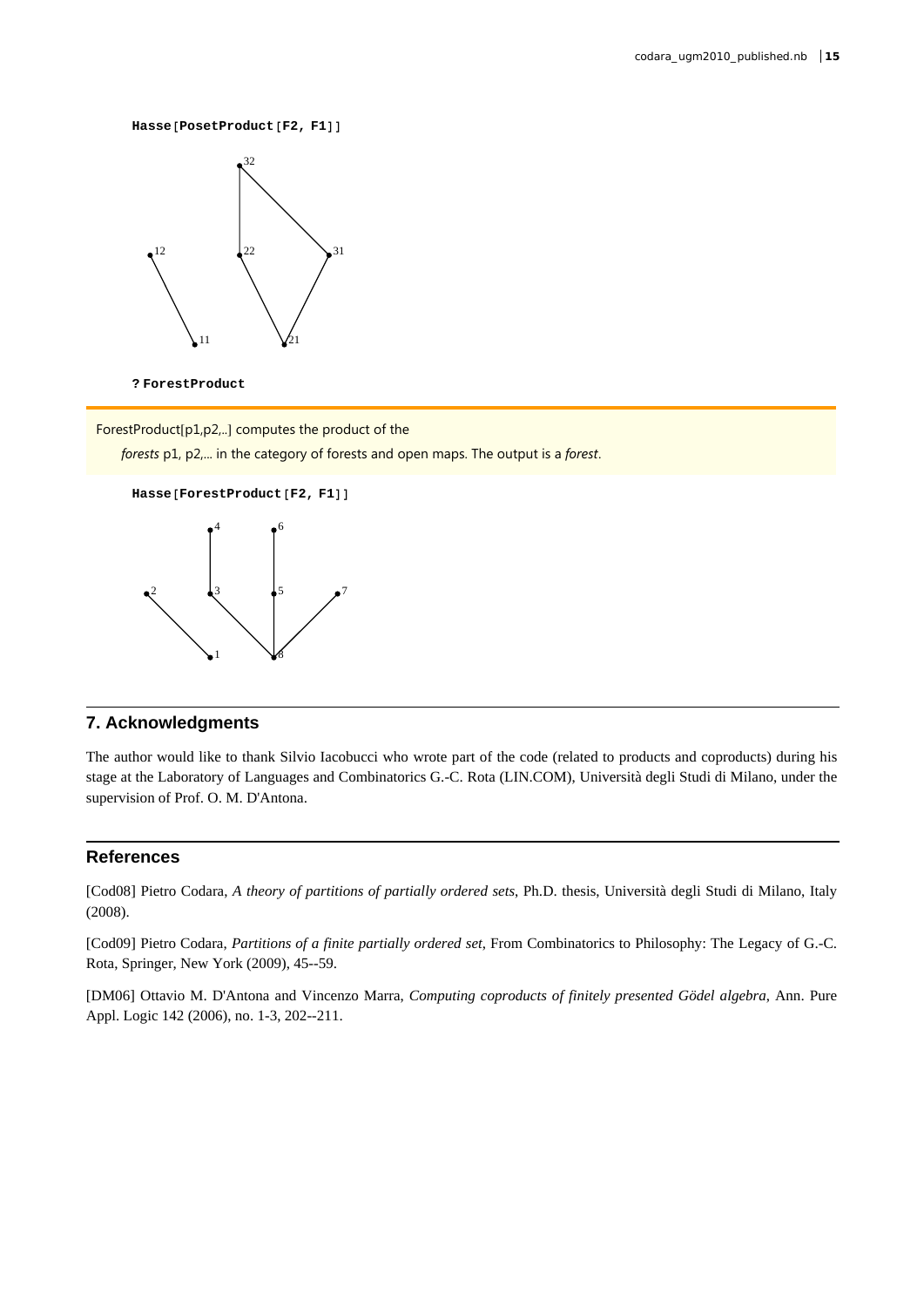```
Hasse[PosetProduct[F2, F1]]
```

32

12

22

31

11

21

```
? ForestProduct
```

ForestProduct[p1,p2,..] computes the product of the *forests* p1, p2,... in the category of forests and open maps. The output is a *forest*.

```
Hasse[ForestProduct[F2, F1]]
```

4

6

2

3

5

7

1

8

## 7. Acknowledgments

The author would like to thank Silvio Iacobucci who wrote part of the code (related to products and coproducts) during his stage at the Laboratory of Languages and Combinatorics G.-C. Rota (LIN.COM), Università degli Studi di Milano, under the supervision of Prof. O. M. D'Antona.

## References

[Cod08] Pietro Codara, *A theory of partitions of partially ordered sets*, Ph.D. thesis, Università degli Studi di Milano, Italy (2008).

[Cod09] Pietro Codara, *Partitions of a finite partially ordered set*, From Combinatorics to Philosophy: The Legacy of G.-C. Rota, Springer, New York (2009), 45--59.

[DM06] Ottavio M. D'Antona and Vincenzo Marra, *Computing coproducts of finitely presented Gödel algebra*, Ann. Pure Appl. Logic 142 (2006), no. 1-3, 202--211.